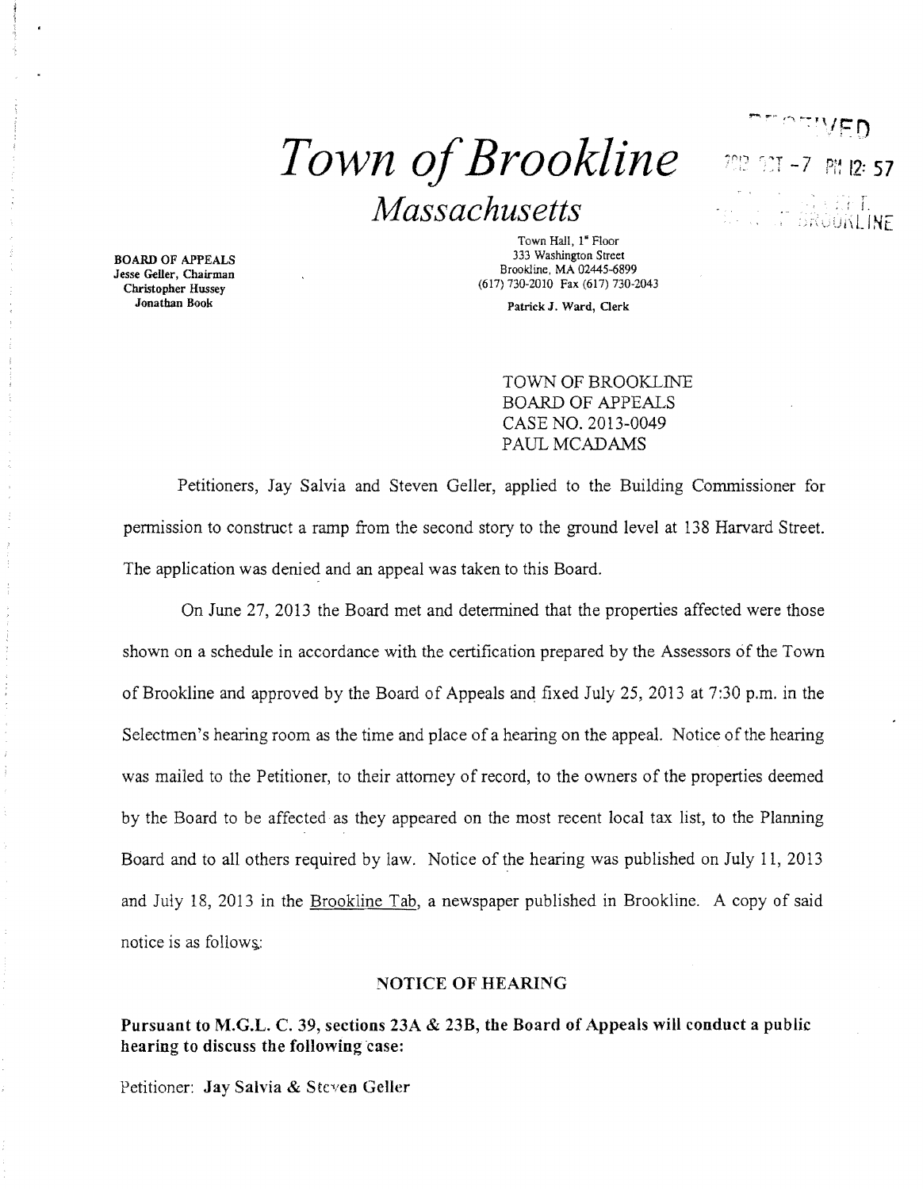# *Town of Brookline*

## *Massachusetts*

RECEIVED
2013 OCT -7 PM 12:57
TOWN CLERK
TOWN OF BROOKLINE

**BOARD OF APPEALS**
**Jesse Geller, Chairman**
**Christopher Hussey**
**Jonathan Book**

Town Hall, 1st Floor
333 Washington Street
Brookline, MA 02445-6899
(617) 730-2010 Fax (617) 730-2043

**Patrick J. Ward, Clerk**

TOWN OF BROOKLINE
BOARD OF APPEALS
CASE NO. 2013-0049
PAUL MCADAMS

Petitioners, Jay Salvia and Steven Geller, applied to the Building Commissioner for permission to construct a ramp from the second story to the ground level at 138 Harvard Street. The application was denied and an appeal was taken to this Board.

On June 27, 2013 the Board met and determined that the properties affected were those shown on a schedule in accordance with the certification prepared by the Assessors of the Town of Brookline and approved by the Board of Appeals and fixed July 25, 2013 at 7:30 p.m. in the Selectmen's hearing room as the time and place of a hearing on the appeal. Notice of the hearing was mailed to the Petitioner, to their attorney of record, to the owners of the properties deemed by the Board to be affected as they appeared on the most recent local tax list, to the Planning Board and to all others required by law. Notice of the hearing was published on July 11, 2013 and July 18, 2013 in the Brookline Tab, a newspaper published in Brookline. A copy of said notice is as follows:

### NOTICE OF HEARING

**Pursuant to M.G.L. C. 39, sections 23A & 23B, the Board of Appeals will conduct a public hearing to discuss the following case:**

Petitioner: **Jay Salvia & Steven Geller**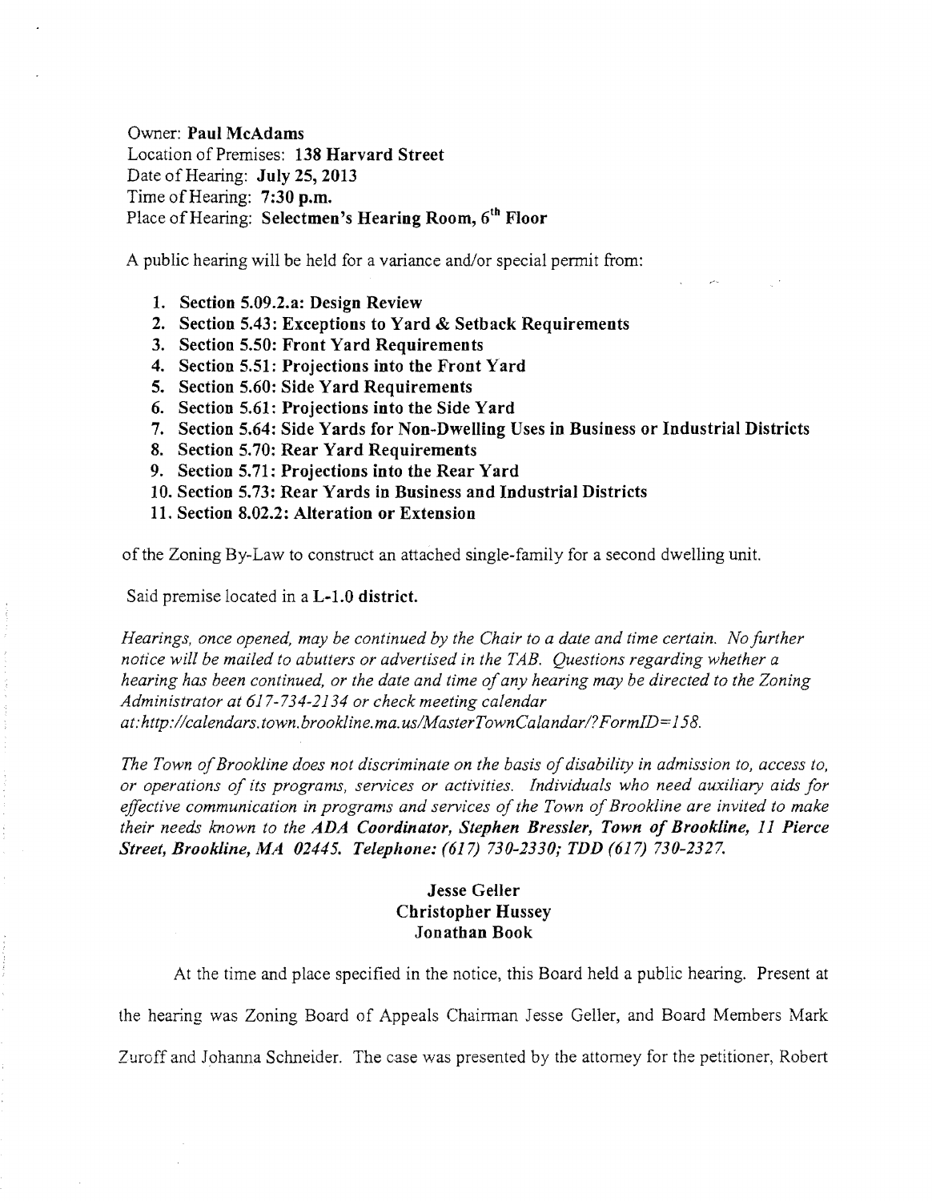Owner: **Paul McAdams**
Location of Premises: **138 Harvard Street**
Date of Hearing: **July 25, 2013**
Time of Hearing: **7:30 p.m.**
Place of Hearing: **Selectmen's Hearing Room, 6th Floor**

A public hearing will be held for a variance and/or special permit from:

1. **Section 5.09.2.a: Design Review**
2. **Section 5.43: Exceptions to Yard & Setback Requirements**
3. **Section 5.50: Front Yard Requirements**
4. **Section 5.51: Projections into the Front Yard**
5. **Section 5.60: Side Yard Requirements**
6. **Section 5.61: Projections into the Side Yard**
7. **Section 5.64: Side Yards for Non-Dwelling Uses in Business or Industrial Districts**
8. **Section 5.70: Rear Yard Requirements**
9. **Section 5.71: Projections into the Rear Yard**
10. **Section 5.73: Rear Yards in Business and Industrial Districts**
11. **Section 8.02.2: Alteration or Extension**

of the Zoning By-Law to construct an attached single-family for a second dwelling unit.

Said premise located in a **L-1.0 district.**

*Hearings, once opened, may be continued by the Chair to a date and time certain. No further notice will be mailed to abutters or advertised in the TAB. Questions regarding whether a hearing has been continued, or the date and time of any hearing may be directed to the Zoning Administrator at 617-734-2134 or check meeting calendar at:http://calendars.town.brookline.ma.us/MasterTownCalandar/?FormID=158.*

*The Town of Brookline does not discriminate on the basis of disability in admission to, access to, or operations of its programs, services or activities. Individuals who need auxiliary aids for effective communication in programs and services of the Town of Brookline are invited to make their needs known to the* ***ADA Coordinator, Stephen Bressler, Town of Brookline, 11 Pierce Street, Brookline, MA 02445. Telephone: (617) 730-2330; TDD (617) 730-2327.***

**Jesse Geller**
**Christopher Hussey**
**Jonathan Book**

At the time and place specified in the notice, this Board held a public hearing. Present at the hearing was Zoning Board of Appeals Chairman Jesse Geller, and Board Members Mark Zuroff and Johanna Schneider. The case was presented by the attorney for the petitioner, Robert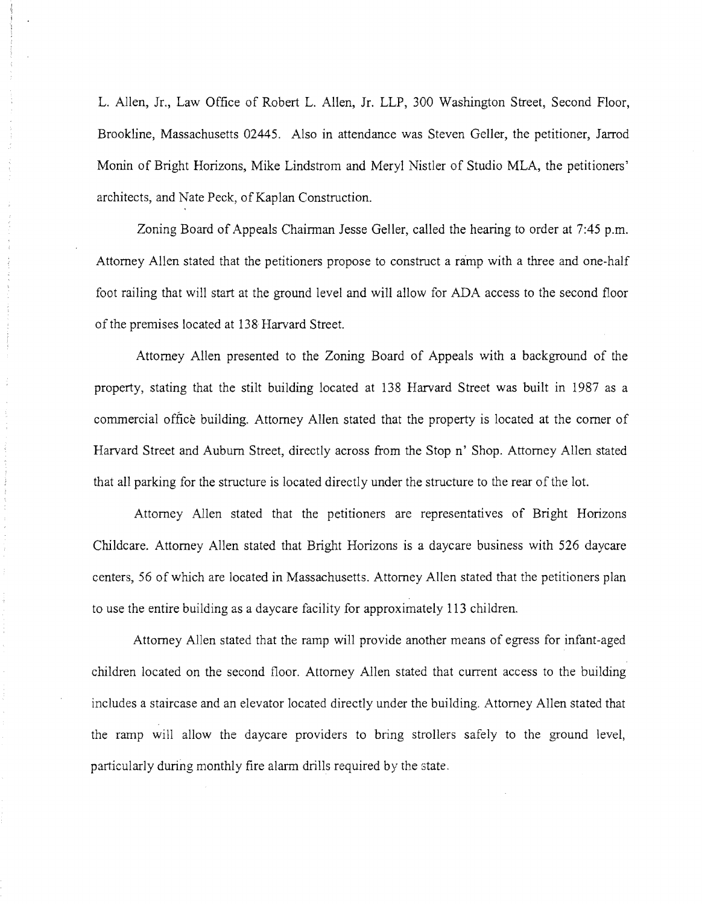L. Allen, Jr., Law Office of Robert L. Allen, Jr. LLP, 300 Washington Street, Second Floor, Brookline, Massachusetts 02445. Also in attendance was Steven Geller, the petitioner, Jarrod Monin of Bright Horizons, Mike Lindstrom and Meryl Nistler of Studio MLA, the petitioners' architects, and Nate Peck, of Kaplan Construction.

Zoning Board of Appeals Chairman Jesse Geller, called the hearing to order at 7:45 p.m. Attorney Allen stated that the petitioners propose to construct a ramp with a three and one-half foot railing that will start at the ground level and will allow for ADA access to the second floor of the premises located at 138 Harvard Street.

Attorney Allen presented to the Zoning Board of Appeals with a background of the property, stating that the stilt building located at 138 Harvard Street was built in 1987 as a commercial office building. Attorney Allen stated that the property is located at the corner of Harvard Street and Auburn Street, directly across from the Stop n' Shop. Attorney Allen stated that all parking for the structure is located directly under the structure to the rear of the lot.

Attorney Allen stated that the petitioners are representatives of Bright Horizons Childcare. Attorney Allen stated that Bright Horizons is a daycare business with 526 daycare centers, 56 of which are located in Massachusetts. Attorney Allen stated that the petitioners plan to use the entire building as a daycare facility for approximately 113 children.

Attorney Allen stated that the ramp will provide another means of egress for infant-aged children located on the second floor. Attorney Allen stated that current access to the building includes a staircase and an elevator located directly under the building. Attorney Allen stated that the ramp will allow the daycare providers to bring strollers safely to the ground level, particularly during monthly fire alarm drills required by the state.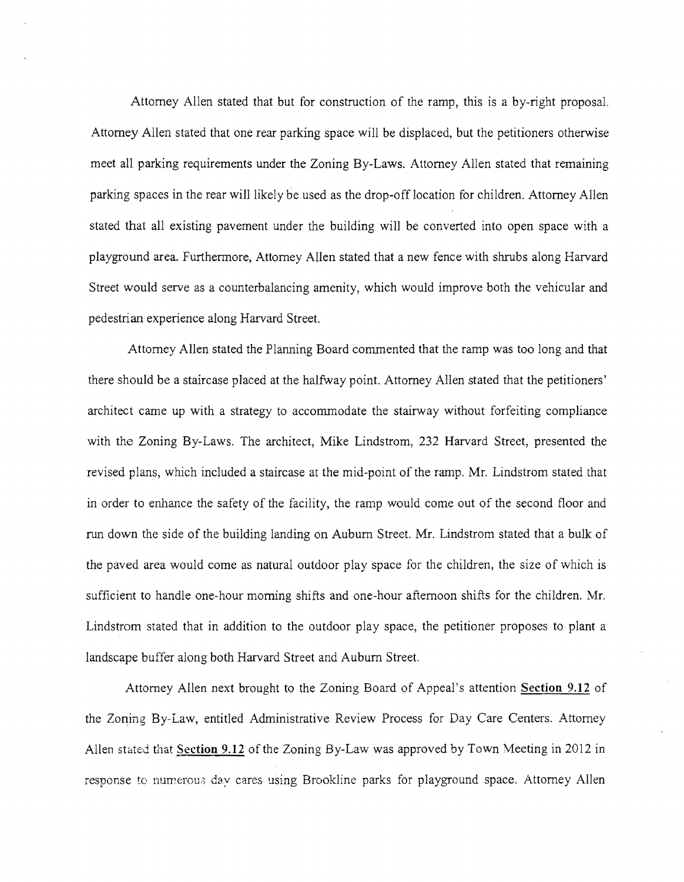Attorney Allen stated that but for construction of the ramp, this is a by-right proposal. Attorney Allen stated that one rear parking space will be displaced, but the petitioners otherwise meet all parking requirements under the Zoning By-Laws. Attorney Allen stated that remaining parking spaces in the rear will likely be used as the drop-off location for children. Attorney Allen stated that all existing pavement under the building will be converted into open space with a playground area. Furthermore, Attorney Allen stated that a new fence with shrubs along Harvard Street would serve as a counterbalancing amenity, which would improve both the vehicular and pedestrian experience along Harvard Street.

Attorney Allen stated the Planning Board commented that the ramp was too long and that there should be a staircase placed at the halfway point. Attorney Allen stated that the petitioners' architect came up with a strategy to accommodate the stairway without forfeiting compliance with the Zoning By-Laws. The architect, Mike Lindstrom, 232 Harvard Street, presented the revised plans, which included a staircase at the mid-point of the ramp. Mr. Lindstrom stated that in order to enhance the safety of the facility, the ramp would come out of the second floor and run down the side of the building landing on Auburn Street. Mr. Lindstrom stated that a bulk of the paved area would come as natural outdoor play space for the children, the size of which is sufficient to handle one-hour morning shifts and one-hour afternoon shifts for the children. Mr. Lindstrom stated that in addition to the outdoor play space, the petitioner proposes to plant a landscape buffer along both Harvard Street and Auburn Street.

Attorney Allen next brought to the Zoning Board of Appeal's attention **Section 9.12** of the Zoning By-Law, entitled Administrative Review Process for Day Care Centers. Attorney Allen stated that **Section 9.12** of the Zoning By-Law was approved by Town Meeting in 2012 in response to numerous day cares using Brookline parks for playground space. Attorney Allen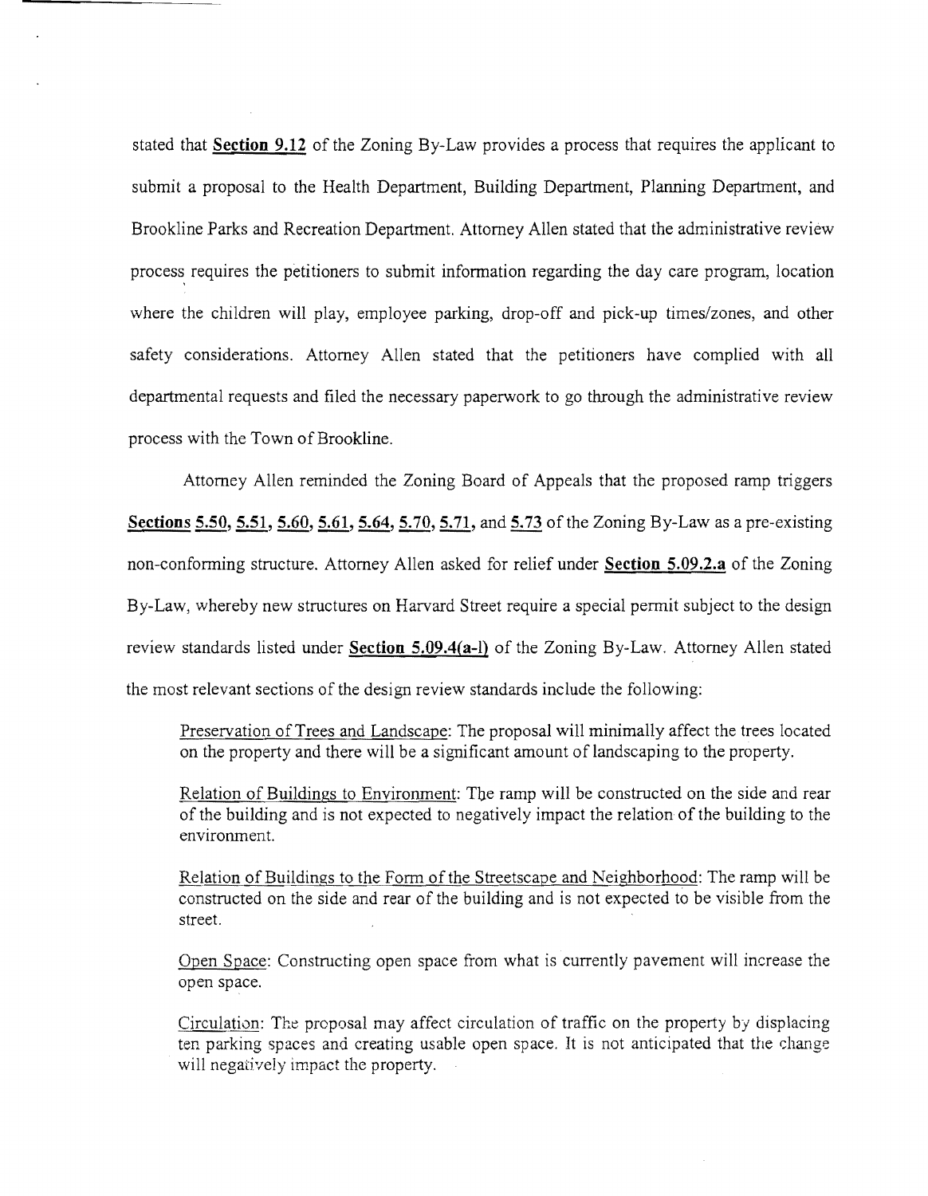stated that **Section 9.12** of the Zoning By-Law provides a process that requires the applicant to submit a proposal to the Health Department, Building Department, Planning Department, and Brookline Parks and Recreation Department. Attorney Allen stated that the administrative review process requires the petitioners to submit information regarding the day care program, location where the children will play, employee parking, drop-off and pick-up times/zones, and other safety considerations. Attorney Allen stated that the petitioners have complied with all departmental requests and filed the necessary paperwork to go through the administrative review process with the Town of Brookline.

Attorney Allen reminded the Zoning Board of Appeals that the proposed ramp triggers **Sections 5.50, 5.51, 5.60, 5.61, 5.64, 5.70, 5.71,** and **5.73** of the Zoning By-Law as a pre-existing non-conforming structure. Attorney Allen asked for relief under **Section 5.09.2.a** of the Zoning By-Law, whereby new structures on Harvard Street require a special permit subject to the design review standards listed under **Section 5.09.4(a-l)** of the Zoning By-Law. Attorney Allen stated the most relevant sections of the design review standards include the following:

> Preservation of Trees and Landscape: The proposal will minimally affect the trees located on the property and there will be a significant amount of landscaping to the property.
>
> Relation of Buildings to Environment: The ramp will be constructed on the side and rear of the building and is not expected to negatively impact the relation of the building to the environment.
>
> Relation of Buildings to the Form of the Streetscape and Neighborhood: The ramp will be constructed on the side and rear of the building and is not expected to be visible from the street.
>
> Open Space: Constructing open space from what is currently pavement will increase the open space.
>
> Circulation: The proposal may affect circulation of traffic on the property by displacing ten parking spaces and creating usable open space. It is not anticipated that the change will negatively impact the property.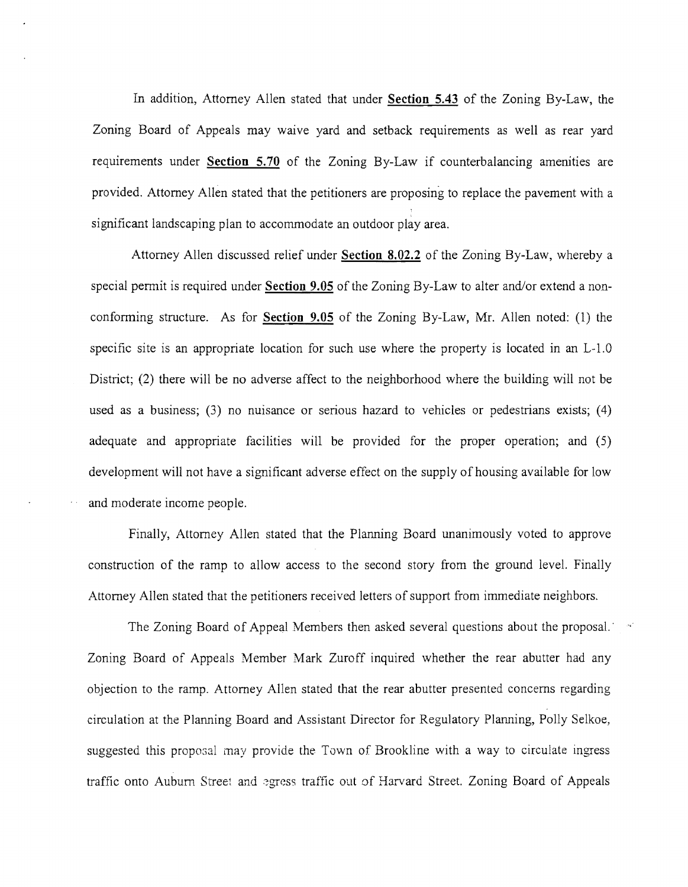In addition, Attorney Allen stated that under **Section 5.43** of the Zoning By-Law, the Zoning Board of Appeals may waive yard and setback requirements as well as rear yard requirements under **Section 5.70** of the Zoning By-Law if counterbalancing amenities are provided. Attorney Allen stated that the petitioners are proposing to replace the pavement with a significant landscaping plan to accommodate an outdoor play area.

Attorney Allen discussed relief under **Section 8.02.2** of the Zoning By-Law, whereby a special permit is required under **Section 9.05** of the Zoning By-Law to alter and/or extend a non-conforming structure. As for **Section 9.05** of the Zoning By-Law, Mr. Allen noted: (1) the specific site is an appropriate location for such use where the property is located in an L-1.0 District; (2) there will be no adverse affect to the neighborhood where the building will not be used as a business; (3) no nuisance or serious hazard to vehicles or pedestrians exists; (4) adequate and appropriate facilities will be provided for the proper operation; and (5) development will not have a significant adverse effect on the supply of housing available for low and moderate income people.

Finally, Attorney Allen stated that the Planning Board unanimously voted to approve construction of the ramp to allow access to the second story from the ground level. Finally Attorney Allen stated that the petitioners received letters of support from immediate neighbors.

The Zoning Board of Appeal Members then asked several questions about the proposal. Zoning Board of Appeals Member Mark Zuroff inquired whether the rear abutter had any objection to the ramp. Attorney Allen stated that the rear abutter presented concerns regarding circulation at the Planning Board and Assistant Director for Regulatory Planning, Polly Selkoe, suggested this proposal may provide the Town of Brookline with a way to circulate ingress traffic onto Auburn Street and egress traffic out of Harvard Street. Zoning Board of Appeals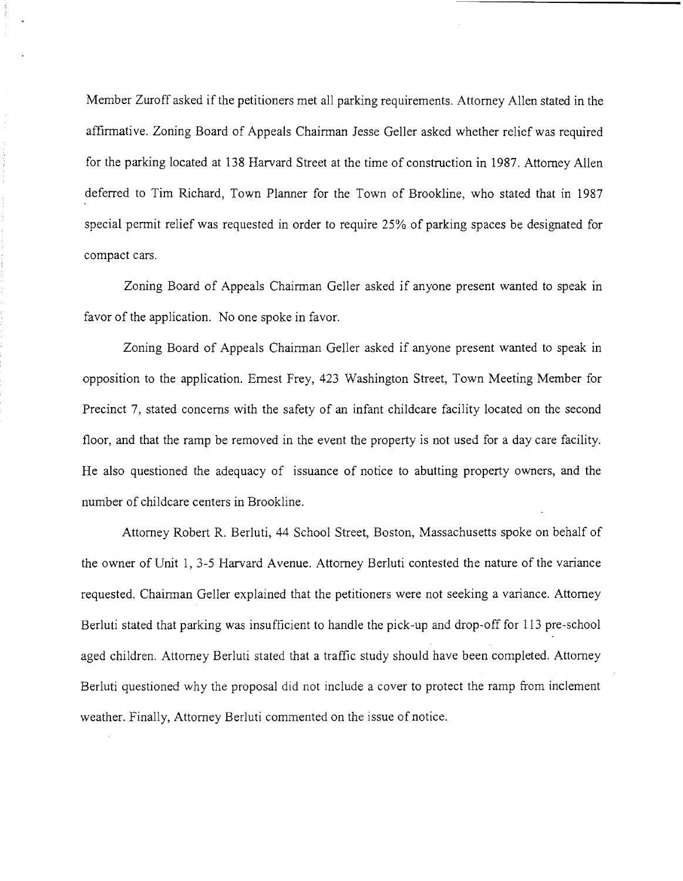Member Zuroff asked if the petitioners met all parking requirements. Attorney Allen stated in the affirmative. Zoning Board of Appeals Chairman Jesse Geller asked whether relief was required for the parking located at 138 Harvard Street at the time of construction in 1987. Attorney Allen deferred to Tim Richard, Town Planner for the Town of Brookline, who stated that in 1987 special permit relief was requested in order to require 25% of parking spaces be designated for compact cars.

Zoning Board of Appeals Chairman Geller asked if anyone present wanted to speak in favor of the application. No one spoke in favor.

Zoning Board of Appeals Chairman Geller asked if anyone present wanted to speak in opposition to the application. Ernest Frey, 423 Washington Street, Town Meeting Member for Precinct 7, stated concerns with the safety of an infant childcare facility located on the second floor, and that the ramp be removed in the event the property is not used for a day care facility. He also questioned the adequacy of issuance of notice to abutting property owners, and the number of childcare centers in Brookline.

Attorney Robert R. Berluti, 44 School Street, Boston, Massachusetts spoke on behalf of the owner of Unit 1, 3-5 Harvard Avenue. Attorney Berluti contested the nature of the variance requested. Chairman Geller explained that the petitioners were not seeking a variance. Attorney Berluti stated that parking was insufficient to handle the pick-up and drop-off for 113 pre-school aged children. Attorney Berluti stated that a traffic study should have been completed. Attorney Berluti questioned why the proposal did not include a cover to protect the ramp from inclement weather. Finally, Attorney Berluti commented on the issue of notice.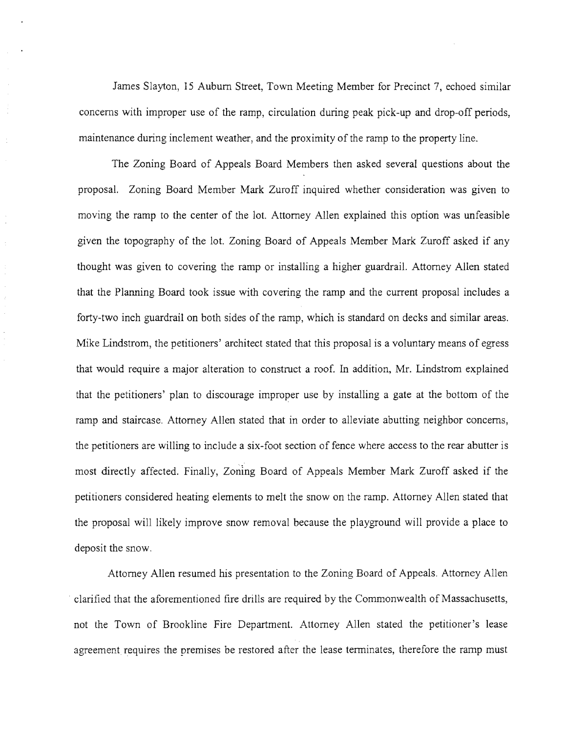James Slayton, 15 Auburn Street, Town Meeting Member for Precinct 7, echoed similar concerns with improper use of the ramp, circulation during peak pick-up and drop-off periods, maintenance during inclement weather, and the proximity of the ramp to the property line.

The Zoning Board of Appeals Board Members then asked several questions about the proposal. Zoning Board Member Mark Zuroff inquired whether consideration was given to moving the ramp to the center of the lot. Attorney Allen explained this option was unfeasible given the topography of the lot. Zoning Board of Appeals Member Mark Zuroff asked if any thought was given to covering the ramp or installing a higher guardrail. Attorney Allen stated that the Planning Board took issue with covering the ramp and the current proposal includes a forty-two inch guardrail on both sides of the ramp, which is standard on decks and similar areas. Mike Lindstrom, the petitioners' architect stated that this proposal is a voluntary means of egress that would require a major alteration to construct a roof. In addition, Mr. Lindstrom explained that the petitioners' plan to discourage improper use by installing a gate at the bottom of the ramp and staircase. Attorney Allen stated that in order to alleviate abutting neighbor concerns, the petitioners are willing to include a six-foot section of fence where access to the rear abutter is most directly affected. Finally, Zoning Board of Appeals Member Mark Zuroff asked if the petitioners considered heating elements to melt the snow on the ramp. Attorney Allen stated that the proposal will likely improve snow removal because the playground will provide a place to deposit the snow.

Attorney Allen resumed his presentation to the Zoning Board of Appeals. Attorney Allen clarified that the aforementioned fire drills are required by the Commonwealth of Massachusetts, not the Town of Brookline Fire Department. Attorney Allen stated the petitioner's lease agreement requires the premises be restored after the lease terminates, therefore the ramp must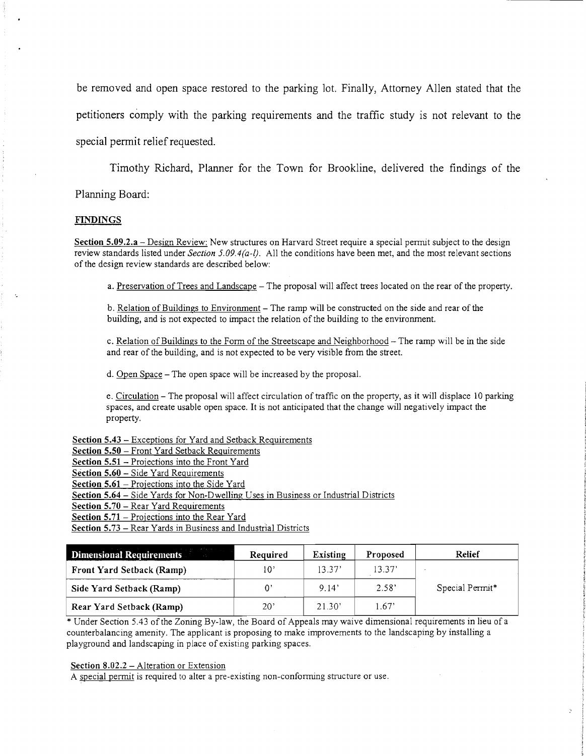be removed and open space restored to the parking lot. Finally, Attorney Allen stated that the petitioners comply with the parking requirements and the traffic study is not relevant to the special permit relief requested.

Timothy Richard, Planner for the Town for Brookline, delivered the findings of the Planning Board:

**FINDINGS**

**Section 5.09.2.a** – Design Review: New structures on Harvard Street require a special permit subject to the design review standards listed under *Section 5.09.4(a-l)*. All the conditions have been met, and the most relevant sections of the design review standards are described below:

a. Preservation of Trees and Landscape – The proposal will affect trees located on the rear of the property.

b. Relation of Buildings to Environment – The ramp will be constructed on the side and rear of the building, and is not expected to impact the relation of the building to the environment.

c. Relation of Buildings to the Form of the Streetscape and Neighborhood – The ramp will be in the side and rear of the building, and is not expected to be very visible from the street.

d. Open Space – The open space will be increased by the proposal.

e. Circulation – The proposal will affect circulation of traffic on the property, as it will displace 10 parking spaces, and create usable open space. It is not anticipated that the change will negatively impact the property.

**Section 5.43** – Exceptions for Yard and Setback Requirements
**Section 5.50** – Front Yard Setback Requirements
**Section 5.51** – Projections into the Front Yard
**Section 5.60** – Side Yard Requirements
**Section 5.61** – Projections into the Side Yard
**Section 5.64** – Side Yards for Non-Dwelling Uses in Business or Industrial Districts
**Section 5.70** – Rear Yard Requirements
**Section 5.71** – Projections into the Rear Yard
**Section 5.73** – Rear Yards in Business and Industrial Districts

| Dimensional Requirements | Required | Existing | Proposed | Relief |
|---|---|---|---|---|
| Front Yard Setback (Ramp) | 10' | 13.37' | 13.37' | Special Permit* |
| Side Yard Setback (Ramp) | 0' | 9.14' | 2.58' | |
| Rear Yard Setback (Ramp) | 20' | 21.30' | 1.67' | |

* Under Section 5.43 of the Zoning By-law, the Board of Appeals may waive dimensional requirements in lieu of a counterbalancing amenity. The applicant is proposing to make improvements to the landscaping by installing a playground and landscaping in place of existing parking spaces.

**Section 8.02.2** – Alteration or Extension
A special permit is required to alter a pre-existing non-conforming structure or use.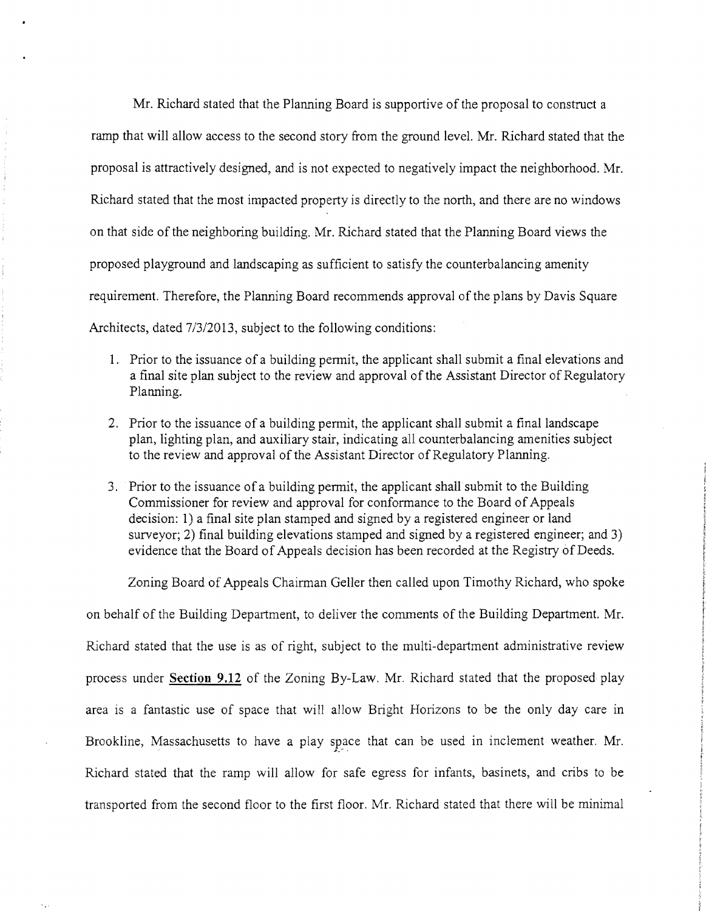Mr. Richard stated that the Planning Board is supportive of the proposal to construct a ramp that will allow access to the second story from the ground level. Mr. Richard stated that the proposal is attractively designed, and is not expected to negatively impact the neighborhood. Mr. Richard stated that the most impacted property is directly to the north, and there are no windows on that side of the neighboring building. Mr. Richard stated that the Planning Board views the proposed playground and landscaping as sufficient to satisfy the counterbalancing amenity requirement. Therefore, the Planning Board recommends approval of the plans by Davis Square Architects, dated 7/3/2013, subject to the following conditions:

1. Prior to the issuance of a building permit, the applicant shall submit a final elevations and a final site plan subject to the review and approval of the Assistant Director of Regulatory Planning.
2. Prior to the issuance of a building permit, the applicant shall submit a final landscape plan, lighting plan, and auxiliary stair, indicating all counterbalancing amenities subject to the review and approval of the Assistant Director of Regulatory Planning.
3. Prior to the issuance of a building permit, the applicant shall submit to the Building Commissioner for review and approval for conformance to the Board of Appeals decision: 1) a final site plan stamped and signed by a registered engineer or land surveyor; 2) final building elevations stamped and signed by a registered engineer; and 3) evidence that the Board of Appeals decision has been recorded at the Registry of Deeds.

Zoning Board of Appeals Chairman Geller then called upon Timothy Richard, who spoke on behalf of the Building Department, to deliver the comments of the Building Department. Mr. Richard stated that the use is as of right, subject to the multi-department administrative review process under **Section 9.12** of the Zoning By-Law. Mr. Richard stated that the proposed play area is a fantastic use of space that will allow Bright Horizons to be the only day care in Brookline, Massachusetts to have a play space that can be used in inclement weather. Mr. Richard stated that the ramp will allow for safe egress for infants, basinets, and cribs to be transported from the second floor to the first floor. Mr. Richard stated that there will be minimal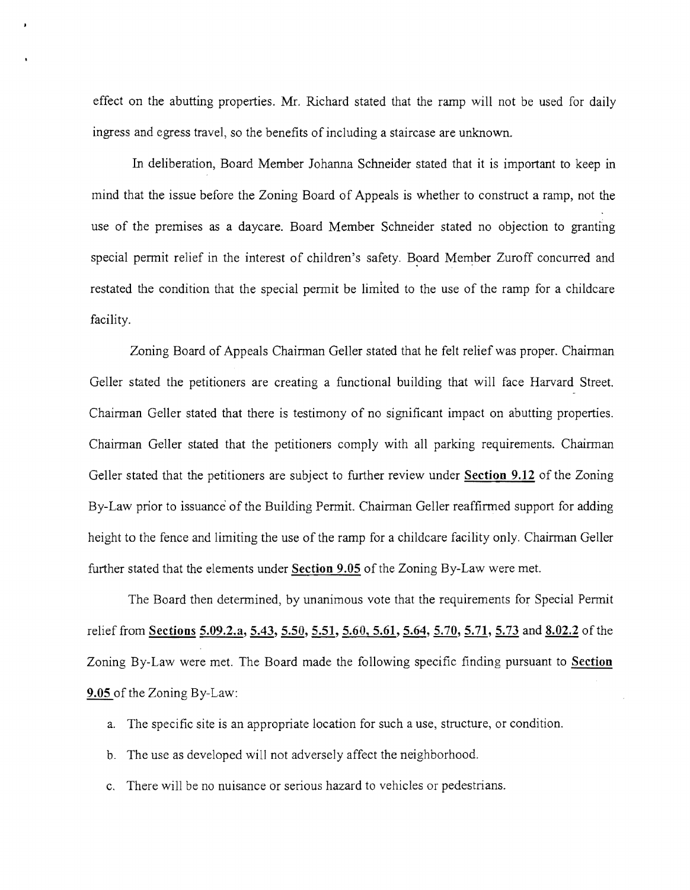effect on the abutting properties. Mr. Richard stated that the ramp will not be used for daily ingress and egress travel, so the benefits of including a staircase are unknown.

In deliberation, Board Member Johanna Schneider stated that it is important to keep in mind that the issue before the Zoning Board of Appeals is whether to construct a ramp, not the use of the premises as a daycare. Board Member Schneider stated no objection to granting special permit relief in the interest of children's safety. Board Member Zuroff concurred and restated the condition that the special permit be limited to the use of the ramp for a childcare facility.

Zoning Board of Appeals Chairman Geller stated that he felt relief was proper. Chairman Geller stated the petitioners are creating a functional building that will face Harvard Street. Chairman Geller stated that there is testimony of no significant impact on abutting properties. Chairman Geller stated that the petitioners comply with all parking requirements. Chairman Geller stated that the petitioners are subject to further review under **Section 9.12** of the Zoning By-Law prior to issuance of the Building Permit. Chairman Geller reaffirmed support for adding height to the fence and limiting the use of the ramp for a childcare facility only. Chairman Geller further stated that the elements under **Section 9.05** of the Zoning By-Law were met.

The Board then determined, by unanimous vote that the requirements for Special Permit relief from **Sections 5.09.2.a, 5.43, 5.50, 5.51, 5.60, 5.61, 5.64, 5.70, 5.71, 5.73** and **8.02.2** of the Zoning By-Law were met. The Board made the following specific finding pursuant to **Section 9.05** of the Zoning By-Law:

a. The specific site is an appropriate location for such a use, structure, or condition.

b. The use as developed will not adversely affect the neighborhood.

c. There will be no nuisance or serious hazard to vehicles or pedestrians.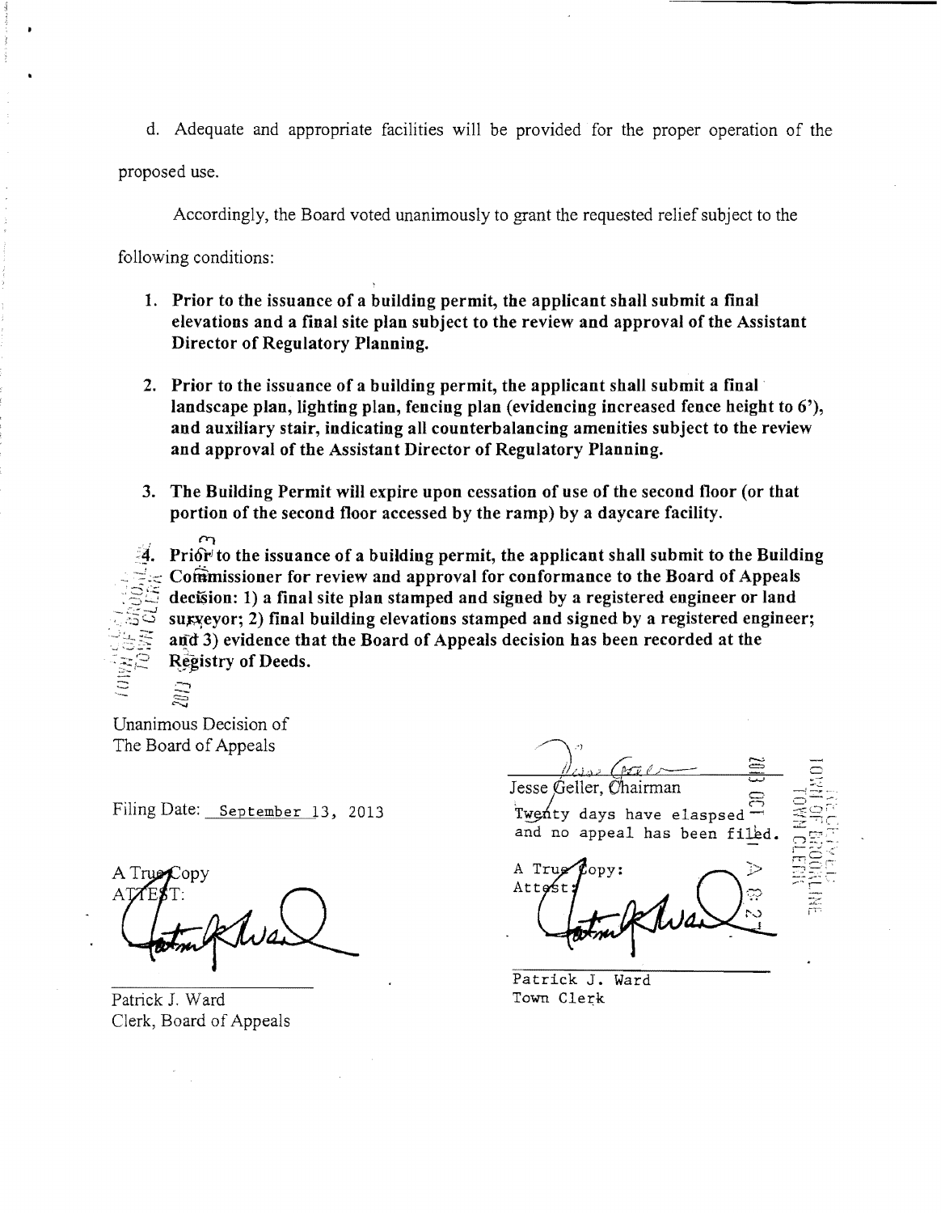d. Adequate and appropriate facilities will be provided for the proper operation of the proposed use.

Accordingly, the Board voted unanimously to grant the requested relief subject to the following conditions:

1. **Prior to the issuance of a building permit, the applicant shall submit a final elevations and a final site plan subject to the review and approval of the Assistant Director of Regulatory Planning.**

2. **Prior to the issuance of a building permit, the applicant shall submit a final landscape plan, lighting plan, fencing plan (evidencing increased fence height to 6'), and auxiliary stair, indicating all counterbalancing amenities subject to the review and approval of the Assistant Director of Regulatory Planning.**

3. **The Building Permit will expire upon cessation of use of the second floor (or that portion of the second floor accessed by the ramp) by a daycare facility.**

4. **Prior to the issuance of a building permit, the applicant shall submit to the Building Commissioner for review and approval for conformance to the Board of Appeals decision: 1) a final site plan stamped and signed by a registered engineer or land surveyor; 2) final building elevations stamped and signed by a registered engineer; and 3) evidence that the Board of Appeals decision has been recorded at the Registry of Deeds.**

Unanimous Decision of
The Board of Appeals

Filing Date: September 13, 2013

A True Copy
ATTEST:

Patrick J. Ward
Clerk, Board of Appeals

Jesse Geller, Chairman

Twenty days have elaspsed and no appeal has been filed.

A True Copy:
Attest:

Patrick J. Ward
Town Clerk

RECEIVED
TOWN OF BROOKLINE
TOWN CLERK
2013 OCT -1 A 8:27